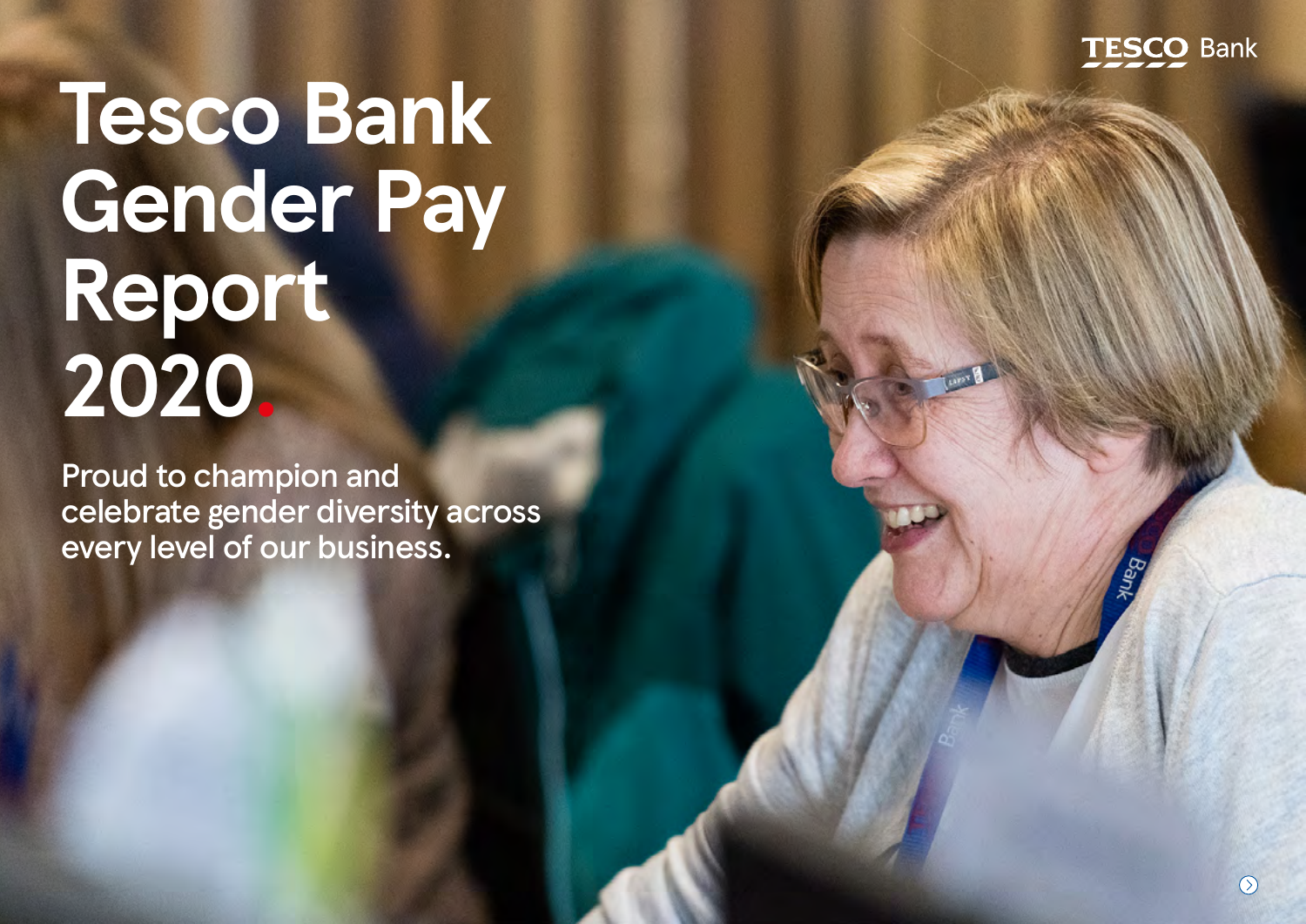TESCO Bank

# Tesco Bank Gender Pay Report 2020.

Proud to champion and celebrate gender diversity across every level of our business.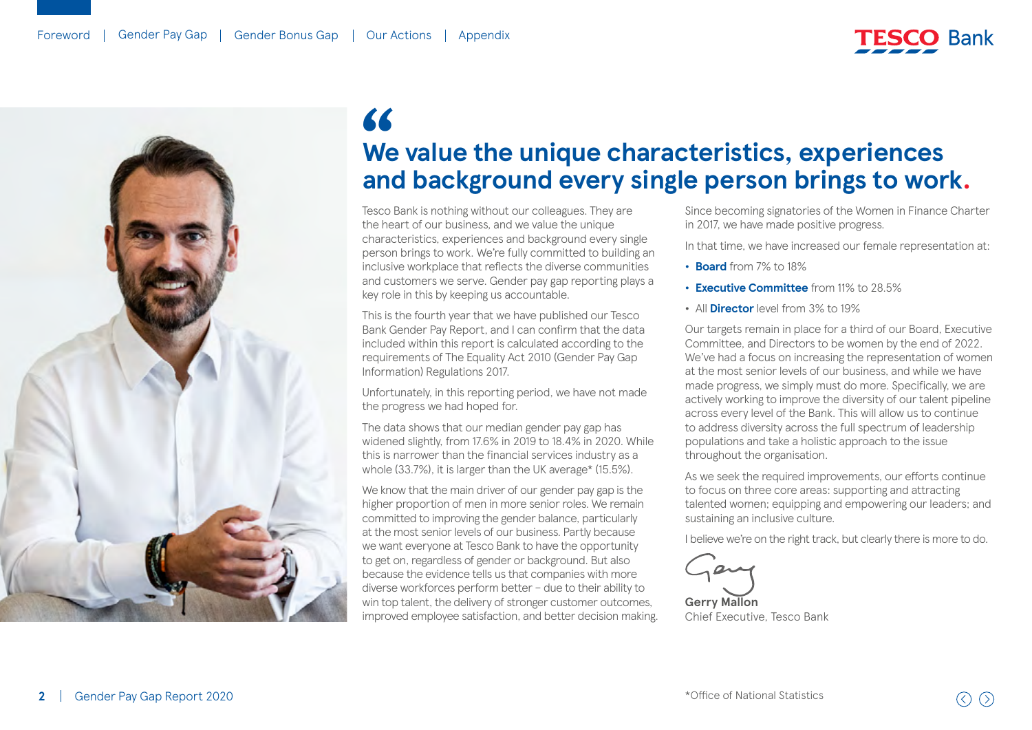# We value the unique characteristics, experiences and background every single person brings to work.

Tesco Bank is nothing without our colleagues. They are the heart of our business, and we value the unique characteristics, experiences and background every single person brings to work. We're fully committed to building an inclusive workplace that reflects the diverse communities and customers we serve. Gender pay gap reporting plays a key role in this by keeping us accountable.

This is the fourth year that we have published our Tesco Bank Gender Pay Report, and I can confirm that the data included within this report is calculated according to the requirements of The Equality Act 2010 (Gender Pay Gap Information) Regulations 2017.

Unfortunately, in this reporting period, we have not made the progress we had hoped for.

The data shows that our median gender pay gap has widened slightly, from 17.6% in 2019 to 18.4% in 2020. While this is narrower than the financial services industry as a whole (33.7%), it is larger than the UK average* (15.5%).

We know that the main driver of our gender pay gap is the higher proportion of men in more senior roles. We remain committed to improving the gender balance, particularly at the most senior levels of our business. Partly because we want everyone at Tesco Bank to have the opportunity to get on, regardless of gender or background. But also because the evidence tells us that companies with more diverse workforces perform better – due to their ability to win top talent, the delivery of stronger customer outcomes, improved employee satisfaction, and better decision making.

Since becoming signatories of the Women in Finance Charter in 2017, we have made positive progress.

In that time, we have increased our female representation at:

- **Board** from 7% to 18%
- **Executive Committee** from 11% to 28.5%
- All **Director** level from 3% to 19%

Our targets remain in place for a third of our Board, Executive Committee, and Directors to be women by the end of 2022. We've had a focus on increasing the representation of women at the most senior levels of our business, and while we have made progress, we simply must do more. Specifically, we are actively working to improve the diversity of our talent pipeline across every level of the Bank. This will allow us to continue to address diversity across the full spectrum of leadership populations and take a holistic approach to the issue throughout the organisation.

As we seek the required improvements, our efforts continue to focus on three core areas: supporting and attracting talented women; equipping and empowering our leaders; and sustaining an inclusive culture.

I believe we're on the right track, but clearly there is more to do.

**Gerry Mallon**
Chief Executive, Tesco Bank

*Office of National Statistics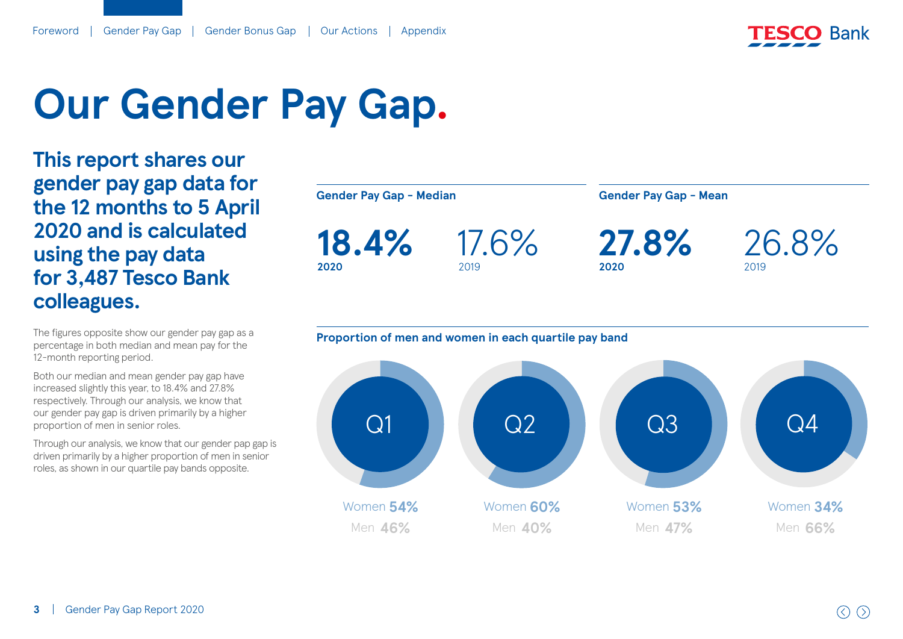# Our Gender Pay Gap.

## This report shares our gender pay gap data for the 12 months to 5 April 2020 and is calculated using the pay data for 3,487 Tesco Bank colleagues.

The figures opposite show our gender pay gap as a percentage in both median and mean pay for the 12-month reporting period.

Both our median and mean gender pay gap have increased slightly this year, to 18.4% and 27.8% respectively. Through our analysis, we know that our gender pay gap is driven primarily by a higher proportion of men in senior roles.

Through our analysis, we know that our gender pap gap is driven primarily by a higher proportion of men in senior roles, as shown in our quartile pay bands opposite.

### Gender Pay Gap - Median

**18.4%** **2020**

17.6% 2019

### Gender Pay Gap - Mean

**27.8%** **2020**

26.8% 2019

### Proportion of men and women in each quartile pay band

| | Q1 | Q2 | Q3 | Q4 |
|---|---|---|---|---|
| Women | **54%** | **60%** | **53%** | **34%** |
| Men | **46%** | **40%** | **47%** | **66%** |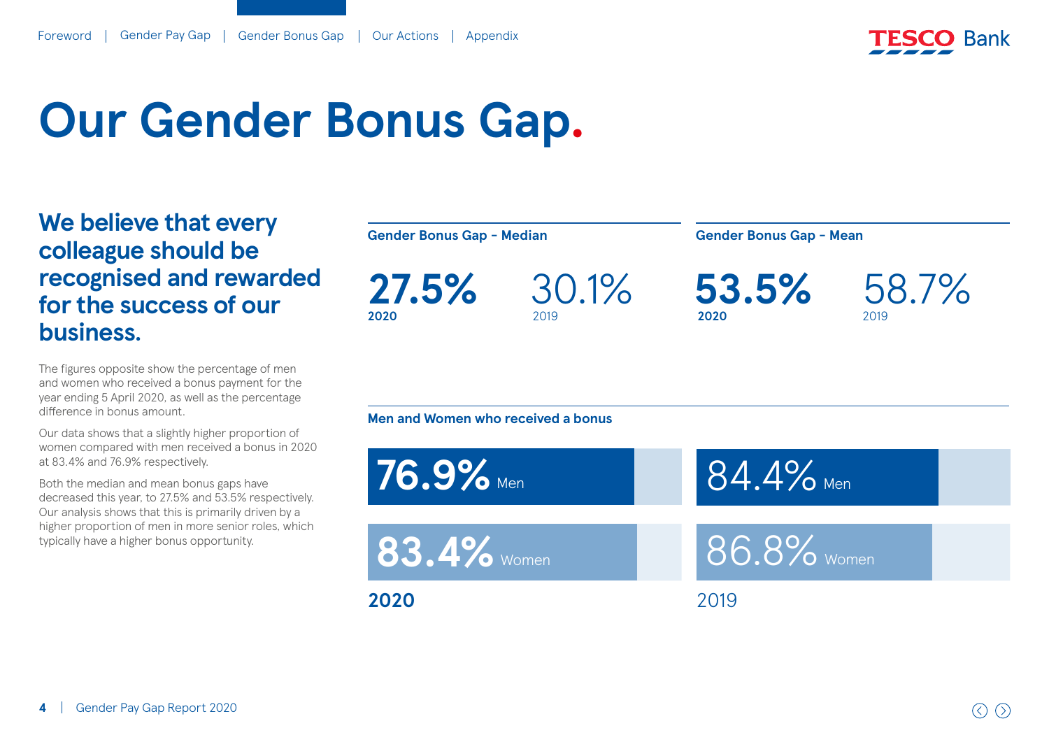# Our Gender Bonus Gap.

## We believe that every colleague should be recognised and rewarded for the success of our business.

The figures opposite show the percentage of men and women who received a bonus payment for the year ending 5 April 2020, as well as the percentage difference in bonus amount.

Our data shows that a slightly higher proportion of women compared with men received a bonus in 2020 at 83.4% and 76.9% respectively.

Both the median and mean bonus gaps have decreased this year, to 27.5% and 53.5% respectively. Our analysis shows that this is primarily driven by a higher proportion of men in more senior roles, which typically have a higher bonus opportunity.

### Gender Bonus Gap - Median

**27.5%** 2020

30.1% 2019

### Gender Bonus Gap - Mean

**53.5%** 2020

58.7% 2019

### Men and Women who received a bonus

| | 2020 | 2019 |
|---|---|---|
| Men | 76.9% | 84.4% |
| Women | 83.4% | 86.8% |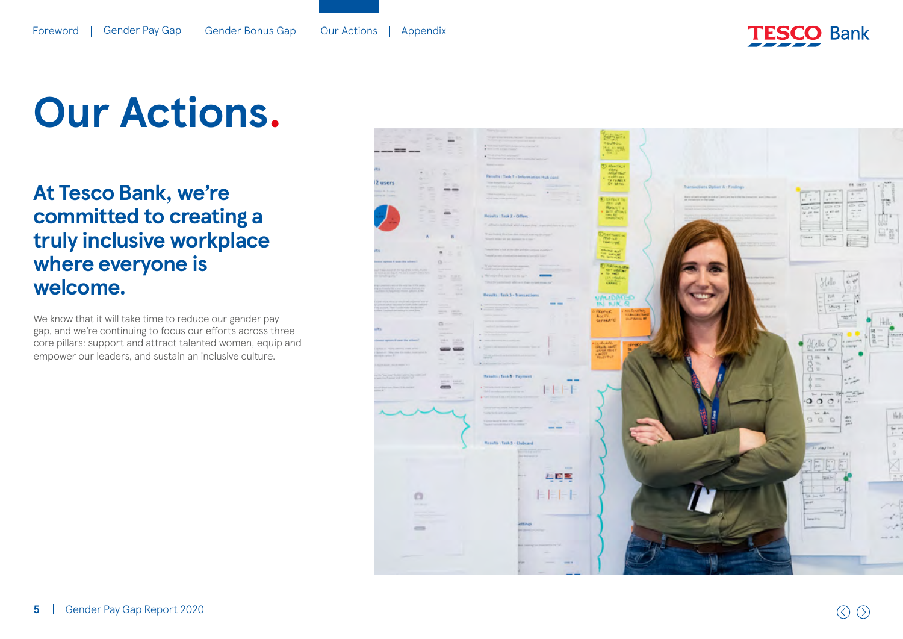# Our Actions.

## At Tesco Bank, we're committed to creating a truly inclusive workplace where everyone is welcome.

We know that it will take time to reduce our gender pay gap, and we're continuing to focus our efforts across three core pillars: support and attract talented women, equip and empower our leaders, and sustain an inclusive culture.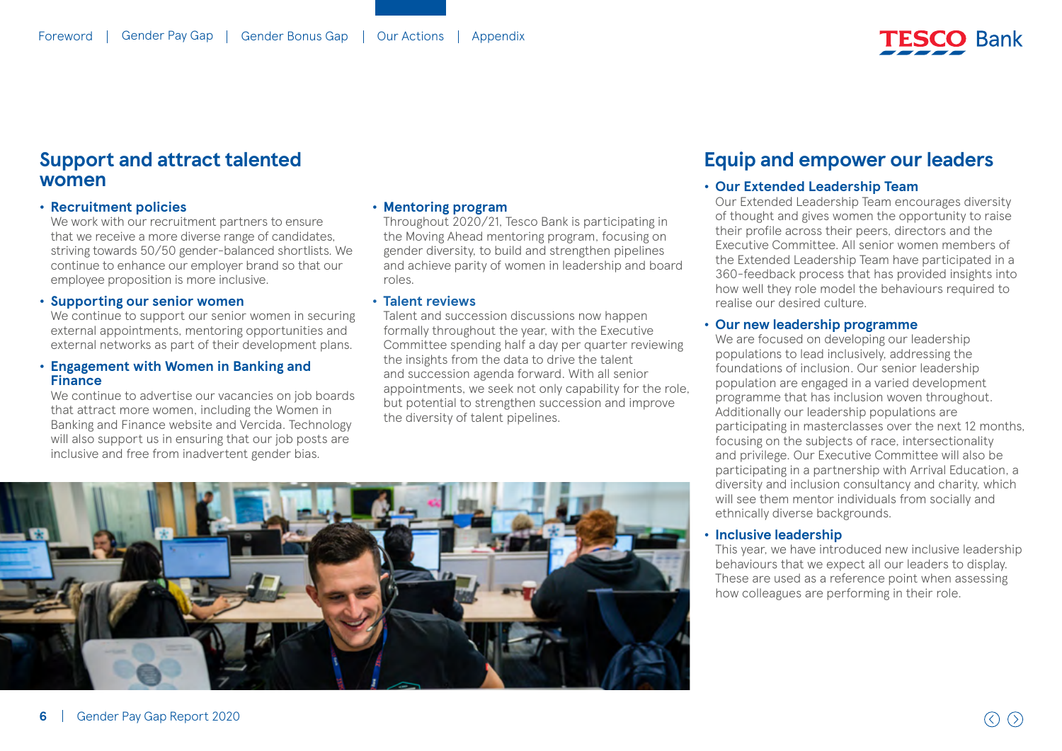## Support and attract talented women

- **Recruitment policies**
  We work with our recruitment partners to ensure that we receive a more diverse range of candidates, striving towards 50/50 gender-balanced shortlists. We continue to enhance our employer brand so that our employee proposition is more inclusive.
- **Supporting our senior women**
  We continue to support our senior women in securing external appointments, mentoring opportunities and external networks as part of their development plans.
- **Engagement with Women in Banking and Finance**
  We continue to advertise our vacancies on job boards that attract more women, including the Women in Banking and Finance website and Vercida. Technology will also support us in ensuring that our job posts are inclusive and free from inadvertent gender bias.
- **Mentoring program**
  Throughout 2020/21, Tesco Bank is participating in the Moving Ahead mentoring program, focusing on gender diversity, to build and strengthen pipelines and achieve parity of women in leadership and board roles.
- **Talent reviews**
  Talent and succession discussions now happen formally throughout the year, with the Executive Committee spending half a day per quarter reviewing the insights from the data to drive the talent and succession agenda forward. With all senior appointments, we seek not only capability for the role, but potential to strengthen succession and improve the diversity of talent pipelines.

## Equip and empower our leaders

- **Our Extended Leadership Team**
  Our Extended Leadership Team encourages diversity of thought and gives women the opportunity to raise their profile across their peers, directors and the Executive Committee. All senior women members of the Extended Leadership Team have participated in a 360-feedback process that has provided insights into how well they role model the behaviours required to realise our desired culture.
- **Our new leadership programme**
  We are focused on developing our leadership populations to lead inclusively, addressing the foundations of inclusion. Our senior leadership population are engaged in a varied development programme that has inclusion woven throughout. Additionally our leadership populations are participating in masterclasses over the next 12 months, focusing on the subjects of race, intersectionality and privilege. Our Executive Committee will also be participating in a partnership with Arrival Education, a diversity and inclusion consultancy and charity, which will see them mentor individuals from socially and ethnically diverse backgrounds.
- **Inclusive leadership**
  This year, we have introduced new inclusive leadership behaviours that we expect all our leaders to display. These are used as a reference point when assessing how colleagues are performing in their role.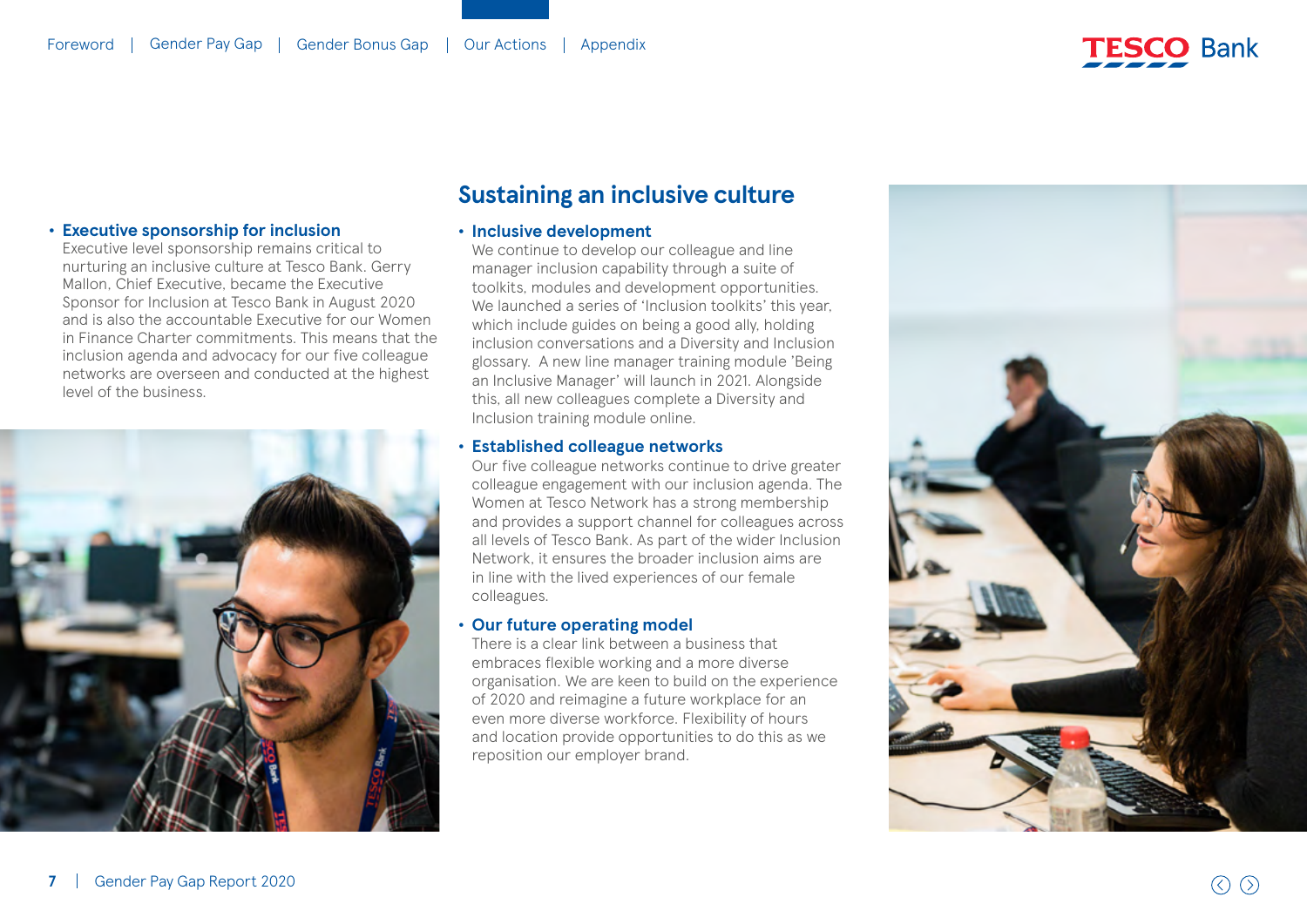- **Executive sponsorship for inclusion**
  Executive level sponsorship remains critical to nurturing an inclusive culture at Tesco Bank. Gerry Mallon, Chief Executive, became the Executive Sponsor for Inclusion at Tesco Bank in August 2020 and is also the accountable Executive for our Women in Finance Charter commitments. This means that the inclusion agenda and advocacy for our five colleague networks are overseen and conducted at the highest level of the business.

## Sustaining an inclusive culture

- **Inclusive development**
  We continue to develop our colleague and line manager inclusion capability through a suite of toolkits, modules and development opportunities. We launched a series of 'Inclusion toolkits' this year, which include guides on being a good ally, holding inclusion conversations and a Diversity and Inclusion glossary. A new line manager training module 'Being an Inclusive Manager' will launch in 2021. Alongside this, all new colleagues complete a Diversity and Inclusion training module online.

- **Established colleague networks**
  Our five colleague networks continue to drive greater colleague engagement with our inclusion agenda. The Women at Tesco Network has a strong membership and provides a support channel for colleagues across all levels of Tesco Bank. As part of the wider Inclusion Network, it ensures the broader inclusion aims are in line with the lived experiences of our female colleagues.

- **Our future operating model**
  There is a clear link between a business that embraces flexible working and a more diverse organisation. We are keen to build on the experience of 2020 and reimagine a future workplace for an even more diverse workforce. Flexibility of hours and location provide opportunities to do this as we reposition our employer brand.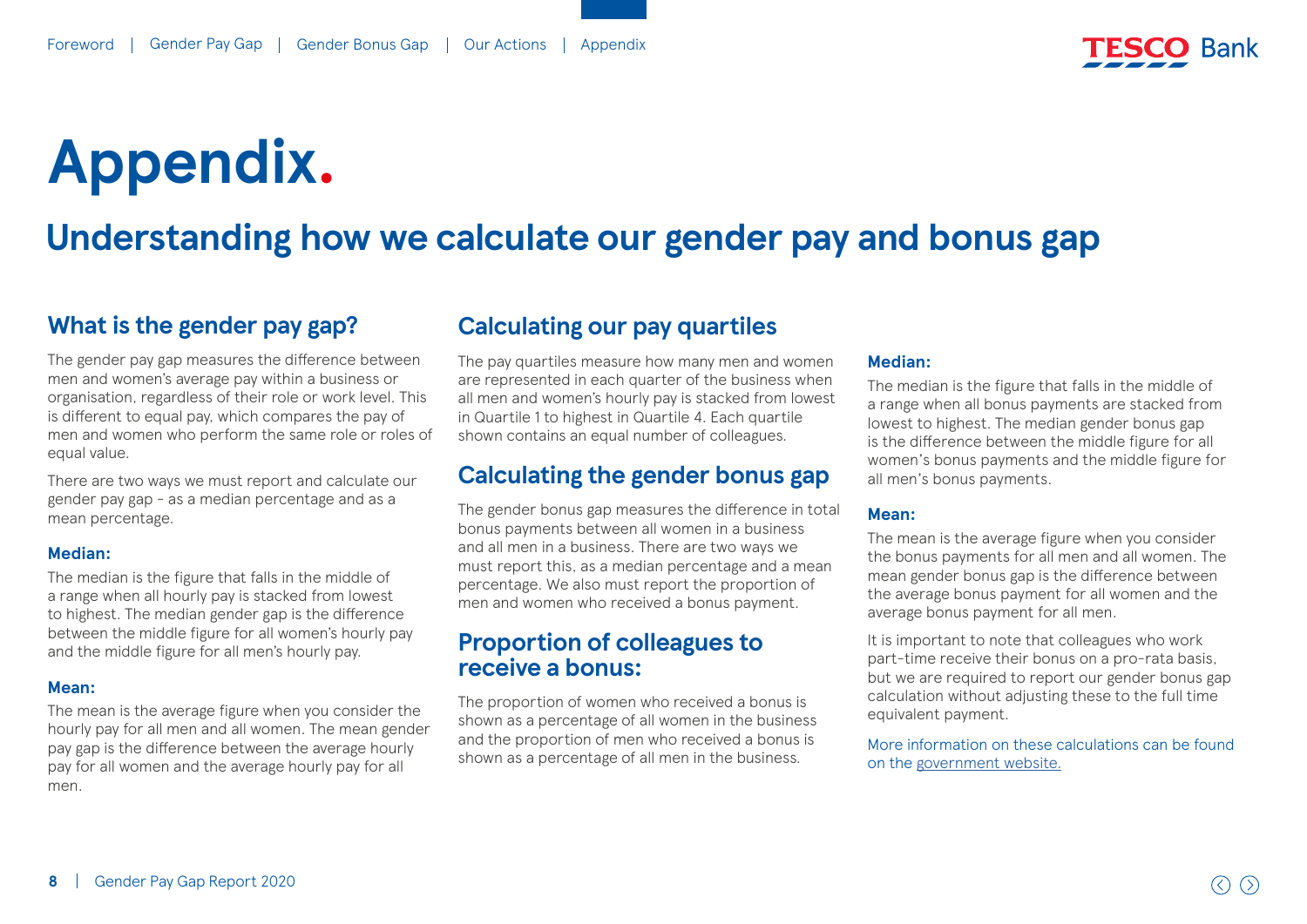# Appendix.

## Understanding how we calculate our gender pay and bonus gap

### What is the gender pay gap?

The gender pay gap measures the difference between men and women's average pay within a business or organisation, regardless of their role or work level. This is different to equal pay, which compares the pay of men and women who perform the same role or roles of equal value.

There are two ways we must report and calculate our gender pay gap - as a median percentage and as a mean percentage.

**Median:**

The median is the figure that falls in the middle of a range when all hourly pay is stacked from lowest to highest. The median gender gap is the difference between the middle figure for all women's hourly pay and the middle figure for all men's hourly pay.

**Mean:**

The mean is the average figure when you consider the hourly pay for all men and all women. The mean gender pay gap is the difference between the average hourly pay for all women and the average hourly pay for all men.

### Calculating our pay quartiles

The pay quartiles measure how many men and women are represented in each quarter of the business when all men and women's hourly pay is stacked from lowest in Quartile 1 to highest in Quartile 4. Each quartile shown contains an equal number of colleagues.

### Calculating the gender bonus gap

The gender bonus gap measures the difference in total bonus payments between all women in a business and all men in a business. There are two ways we must report this, as a median percentage and a mean percentage. We also must report the proportion of men and women who received a bonus payment.

### Proportion of colleagues to receive a bonus:

The proportion of women who received a bonus is shown as a percentage of all women in the business and the proportion of men who received a bonus is shown as a percentage of all men in the business.

**Median:**

The median is the figure that falls in the middle of a range when all bonus payments are stacked from lowest to highest. The median gender bonus gap is the difference between the middle figure for all women's bonus payments and the middle figure for all men's bonus payments.

**Mean:**

The mean is the average figure when you consider the bonus payments for all men and all women. The mean gender bonus gap is the difference between the average bonus payment for all women and the average bonus payment for all men.

It is important to note that colleagues who work part-time receive their bonus on a pro-rata basis, but we are required to report our gender bonus gap calculation without adjusting these to the full time equivalent payment.

More information on these calculations can be found on the government website.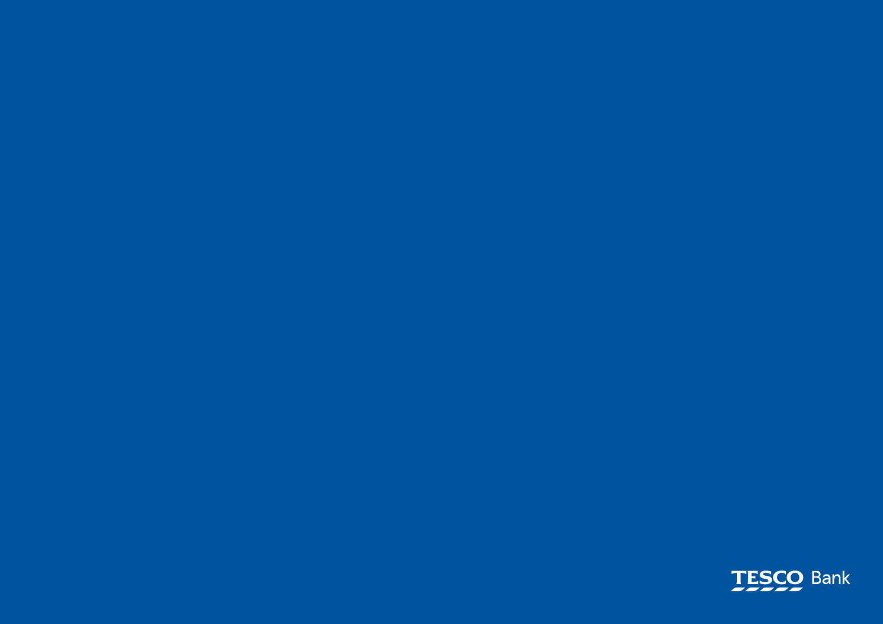TESCO Bank